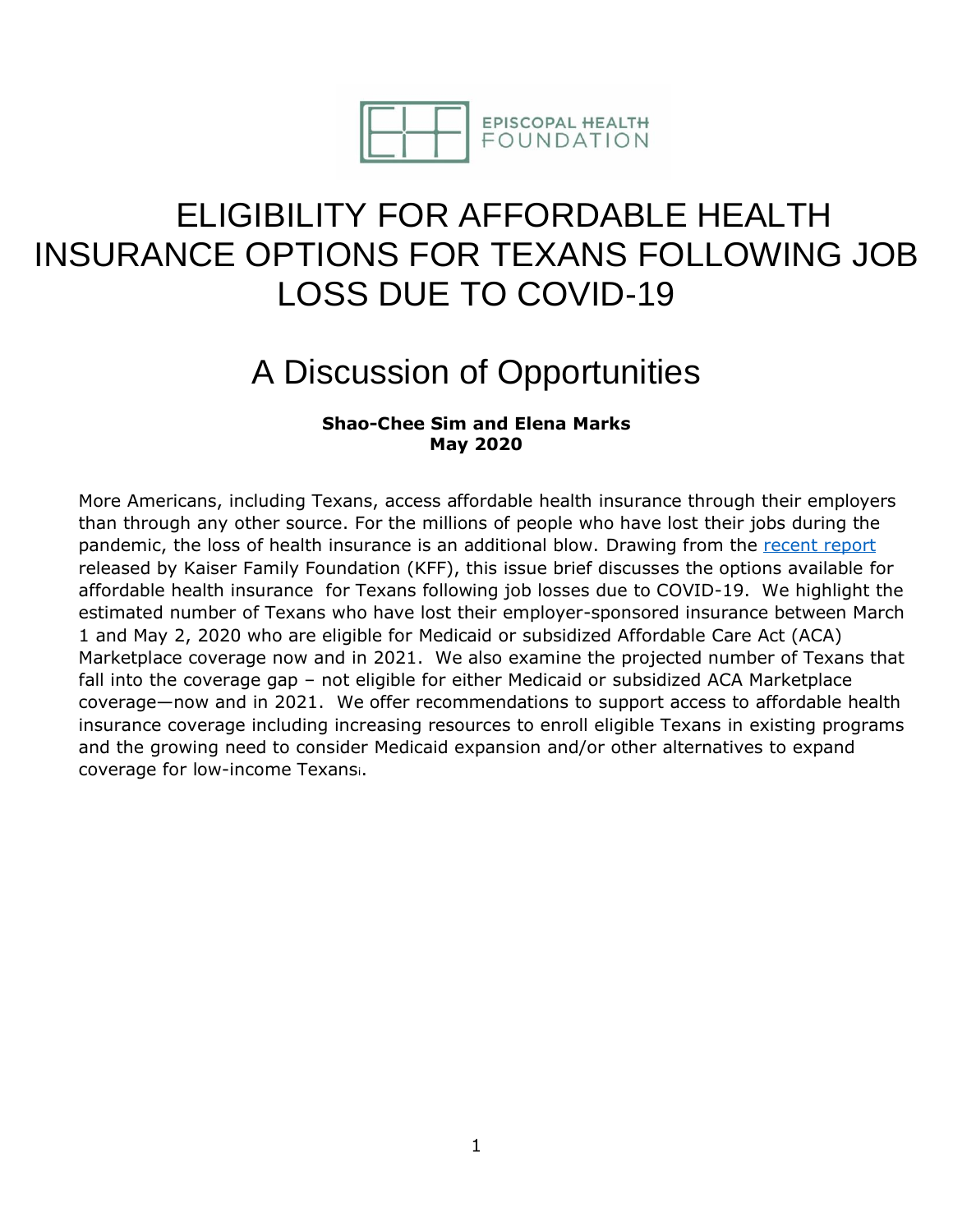EPISCOPAL HEALTH FOUNDATION

# ELIGIBILITY FOR AFFORDABLE HEALTH INSURANCE OPTIONS FOR TEXANS FOLLOWING JOB LOSS DUE TO COVID-19

## A Discussion of Opportunities

**Shao-Chee Sim and Elena Marks**
**May 2020**

More Americans, including Texans, access affordable health insurance through their employers than through any other source. For the millions of people who have lost their jobs during the pandemic, the loss of health insurance is an additional blow. Drawing from the recent report released by Kaiser Family Foundation (KFF), this issue brief discusses the options available for affordable health insurance for Texans following job losses due to COVID-19. We highlight the estimated number of Texans who have lost their employer-sponsored insurance between March 1 and May 2, 2020 who are eligible for Medicaid or subsidized Affordable Care Act (ACA) Marketplace coverage now and in 2021. We also examine the projected number of Texans that fall into the coverage gap – not eligible for either Medicaid or subsidized ACA Marketplace coverage—now and in 2021. We offer recommendations to support access to affordable health insurance coverage including increasing resources to enroll eligible Texans in existing programs and the growing need to consider Medicaid expansion and/or other alternatives to expand coverage for low-income Texans[i].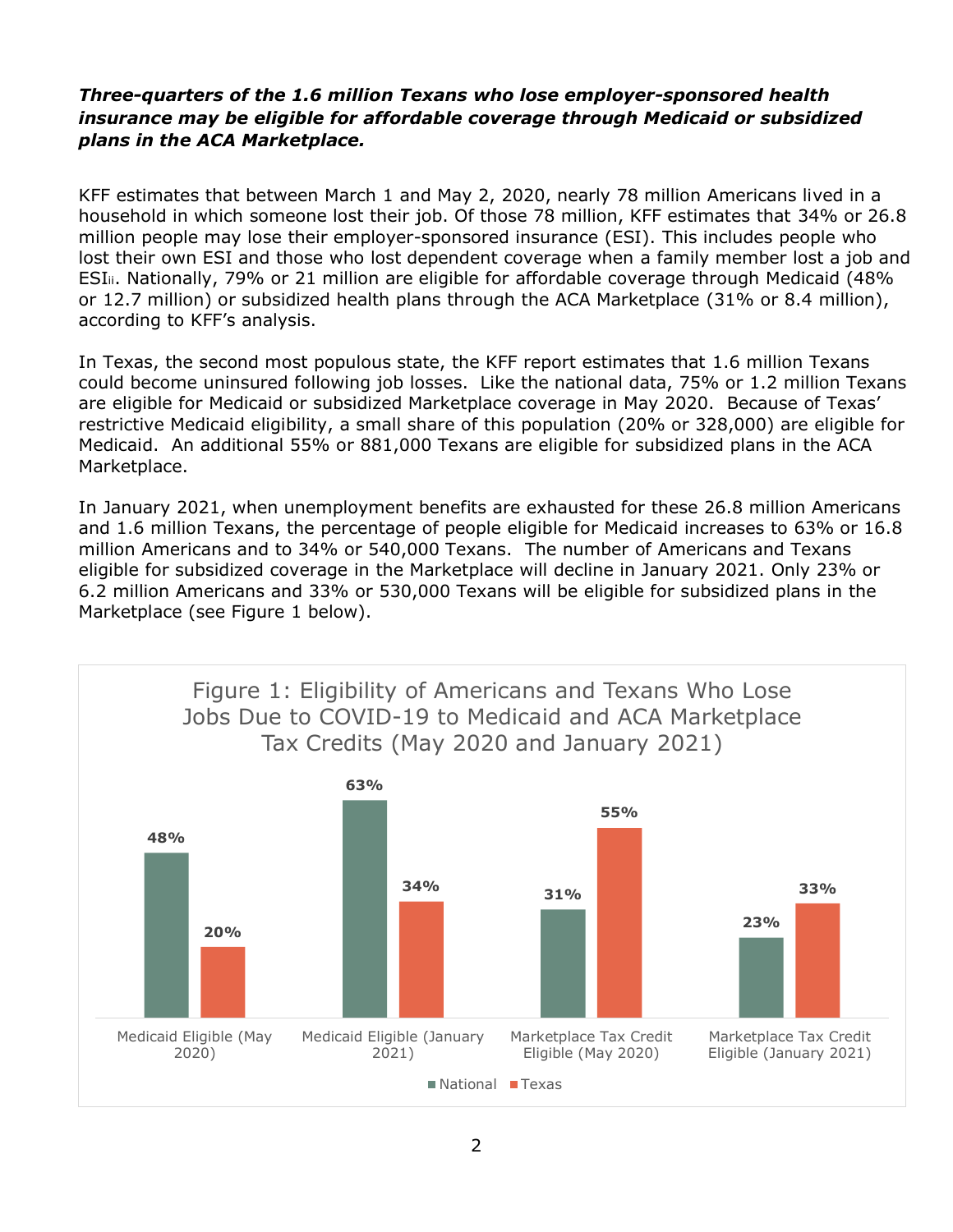***Three-quarters of the 1.6 million Texans who lose employer-sponsored health insurance may be eligible for affordable coverage through Medicaid or subsidized plans in the ACA Marketplace.***

KFF estimates that between March 1 and May 2, 2020, nearly 78 million Americans lived in a household in which someone lost their job. Of those 78 million, KFF estimates that 34% or 26.8 million people may lose their employer-sponsored insurance (ESI). This includes people who lost their own ESI and those who lost dependent coverage when a family member lost a job and ESI[ii]. Nationally, 79% or 21 million are eligible for affordable coverage through Medicaid (48% or 12.7 million) or subsidized health plans through the ACA Marketplace (31% or 8.4 million), according to KFF's analysis.

In Texas, the second most populous state, the KFF report estimates that 1.6 million Texans could become uninsured following job losses. Like the national data, 75% or 1.2 million Texans are eligible for Medicaid or subsidized Marketplace coverage in May 2020. Because of Texas' restrictive Medicaid eligibility, a small share of this population (20% or 328,000) are eligible for Medicaid. An additional 55% or 881,000 Texans are eligible for subsidized plans in the ACA Marketplace.

In January 2021, when unemployment benefits are exhausted for these 26.8 million Americans and 1.6 million Texans, the percentage of people eligible for Medicaid increases to 63% or 16.8 million Americans and to 34% or 540,000 Texans. The number of Americans and Texans eligible for subsidized coverage in the Marketplace will decline in January 2021. Only 23% or 6.2 million Americans and 33% or 530,000 Texans will be eligible for subsidized plans in the Marketplace (see Figure 1 below).

Figure 1: Eligibility of Americans and Texans Who Lose Jobs Due to COVID-19 to Medicaid and ACA Marketplace Tax Credits (May 2020 and January 2021)

| | National | Texas |
|---|---|---|
| Medicaid Eligible (May 2020) | 48% | 20% |
| Medicaid Eligible (January 2021) | 63% | 34% |
| Marketplace Tax Credit Eligible (May 2020) | 31% | 55% |
| Marketplace Tax Credit Eligible (January 2021) | 23% | 33% |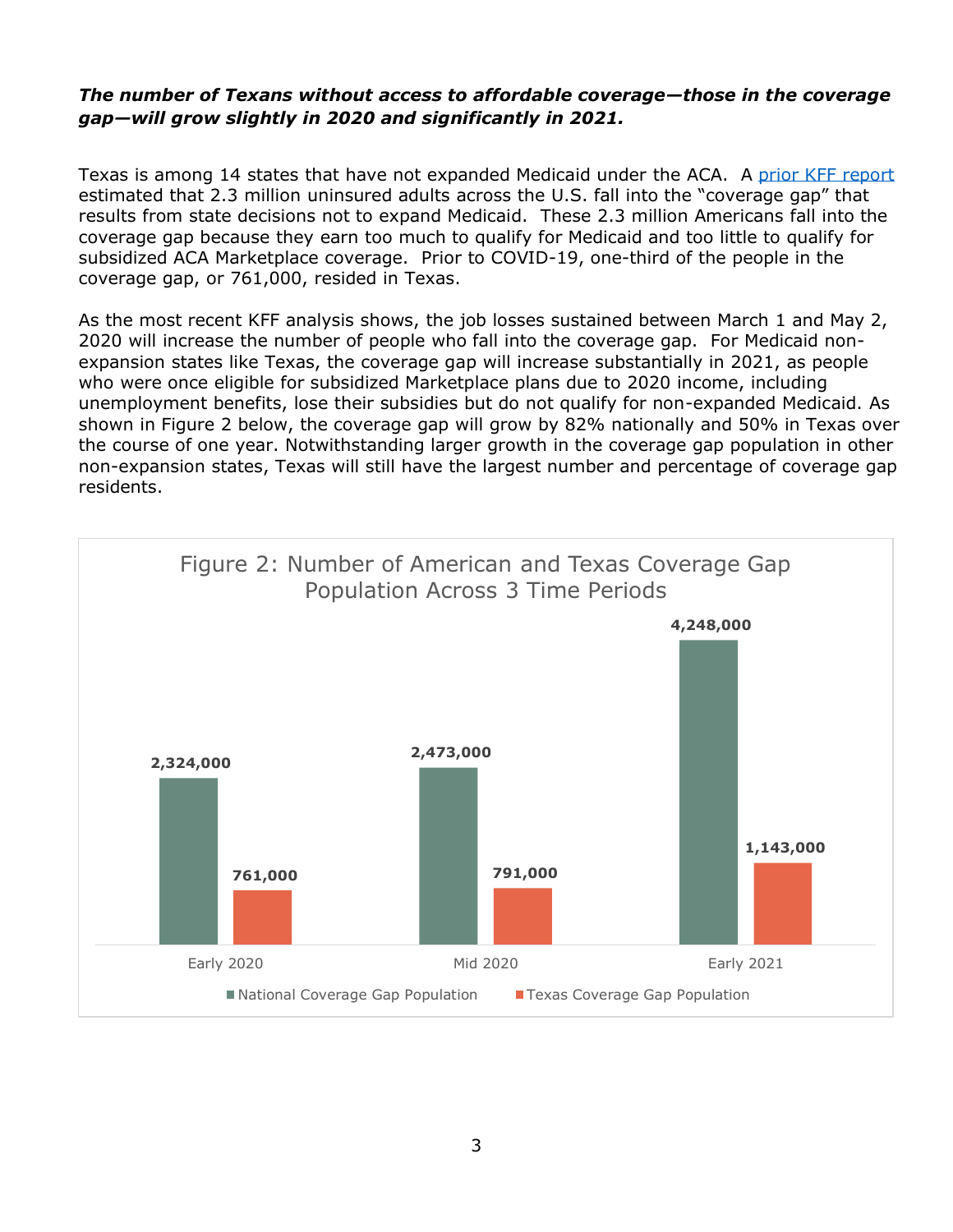***The number of Texans without access to affordable coverage—those in the coverage gap—will grow slightly in 2020 and significantly in 2021.***

Texas is among 14 states that have not expanded Medicaid under the ACA. A prior KFF report estimated that 2.3 million uninsured adults across the U.S. fall into the "coverage gap" that results from state decisions not to expand Medicaid. These 2.3 million Americans fall into the coverage gap because they earn too much to qualify for Medicaid and too little to qualify for subsidized ACA Marketplace coverage. Prior to COVID-19, one-third of the people in the coverage gap, or 761,000, resided in Texas.

As the most recent KFF analysis shows, the job losses sustained between March 1 and May 2, 2020 will increase the number of people who fall into the coverage gap. For Medicaid non-expansion states like Texas, the coverage gap will increase substantially in 2021, as people who were once eligible for subsidized Marketplace plans due to 2020 income, including unemployment benefits, lose their subsidies but do not qualify for non-expanded Medicaid. As shown in Figure 2 below, the coverage gap will grow by 82% nationally and 50% in Texas over the course of one year. Notwithstanding larger growth in the coverage gap population in other non-expansion states, Texas will still have the largest number and percentage of coverage gap residents.

Figure 2: Number of American and Texas Coverage Gap Population Across 3 Time Periods

| | National Coverage Gap Population | Texas Coverage Gap Population |
|---|---|---|
| Early 2020 | 2,324,000 | 761,000 |
| Mid 2020 | 2,473,000 | 791,000 |
| Early 2021 | 4,248,000 | 1,143,000 |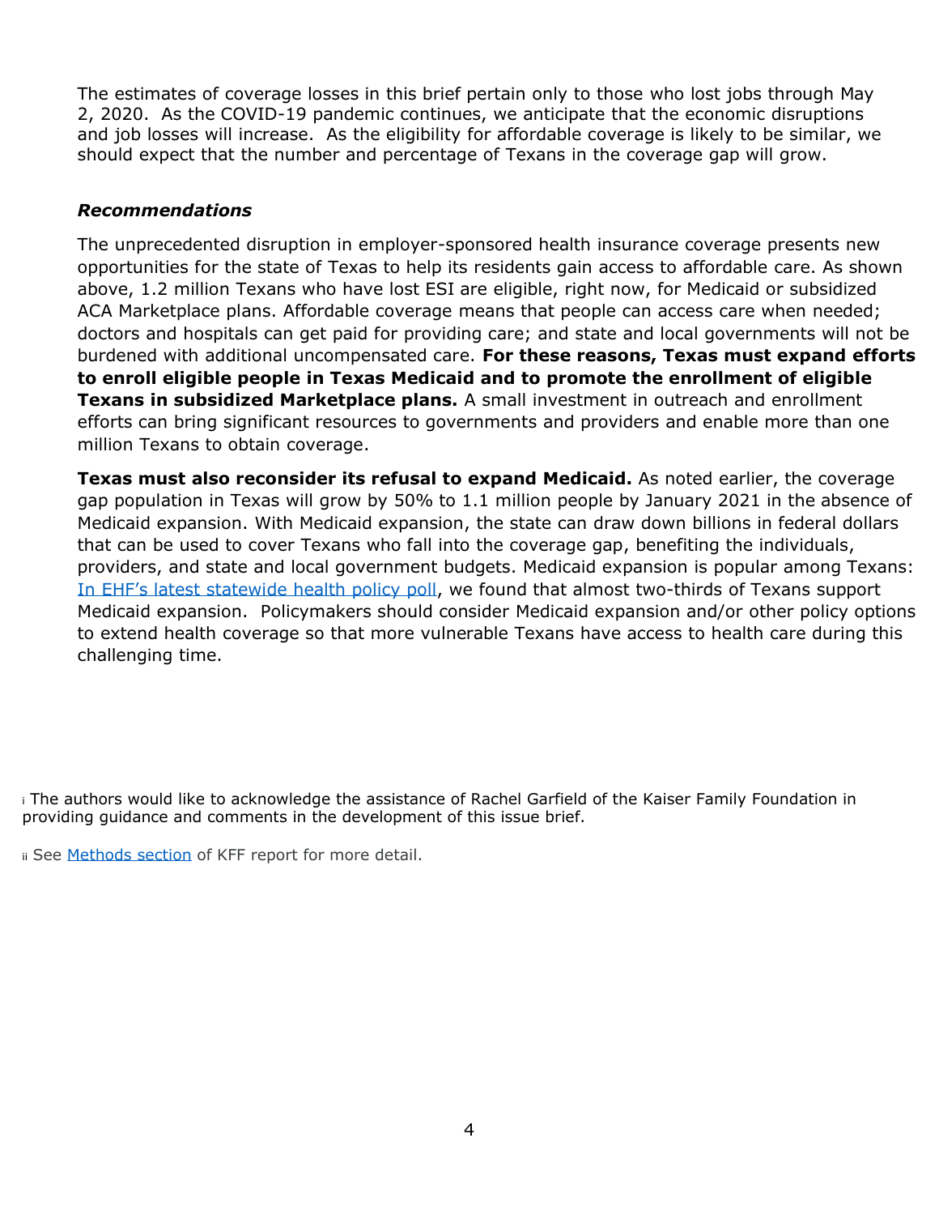The estimates of coverage losses in this brief pertain only to those who lost jobs through May 2, 2020. As the COVID-19 pandemic continues, we anticipate that the economic disruptions and job losses will increase. As the eligibility for affordable coverage is likely to be similar, we should expect that the number and percentage of Texans in the coverage gap will grow.

### *Recommendations*

The unprecedented disruption in employer-sponsored health insurance coverage presents new opportunities for the state of Texas to help its residents gain access to affordable care. As shown above, 1.2 million Texans who have lost ESI are eligible, right now, for Medicaid or subsidized ACA Marketplace plans. Affordable coverage means that people can access care when needed; doctors and hospitals can get paid for providing care; and state and local governments will not be burdened with additional uncompensated care. **For these reasons, Texas must expand efforts to enroll eligible people in Texas Medicaid and to promote the enrollment of eligible Texans in subsidized Marketplace plans.** A small investment in outreach and enrollment efforts can bring significant resources to governments and providers and enable more than one million Texans to obtain coverage.

**Texas must also reconsider its refusal to expand Medicaid.** As noted earlier, the coverage gap population in Texas will grow by 50% to 1.1 million people by January 2021 in the absence of Medicaid expansion. With Medicaid expansion, the state can draw down billions in federal dollars that can be used to cover Texans who fall into the coverage gap, benefiting the individuals, providers, and state and local government budgets. Medicaid expansion is popular among Texans: In EHF's latest statewide health policy poll, we found that almost two-thirds of Texans support Medicaid expansion. Policymakers should consider Medicaid expansion and/or other policy options to extend health coverage so that more vulnerable Texans have access to health care during this challenging time.

[i] The authors would like to acknowledge the assistance of Rachel Garfield of the Kaiser Family Foundation in providing guidance and comments in the development of this issue brief.

[ii] See Methods section of KFF report for more detail.